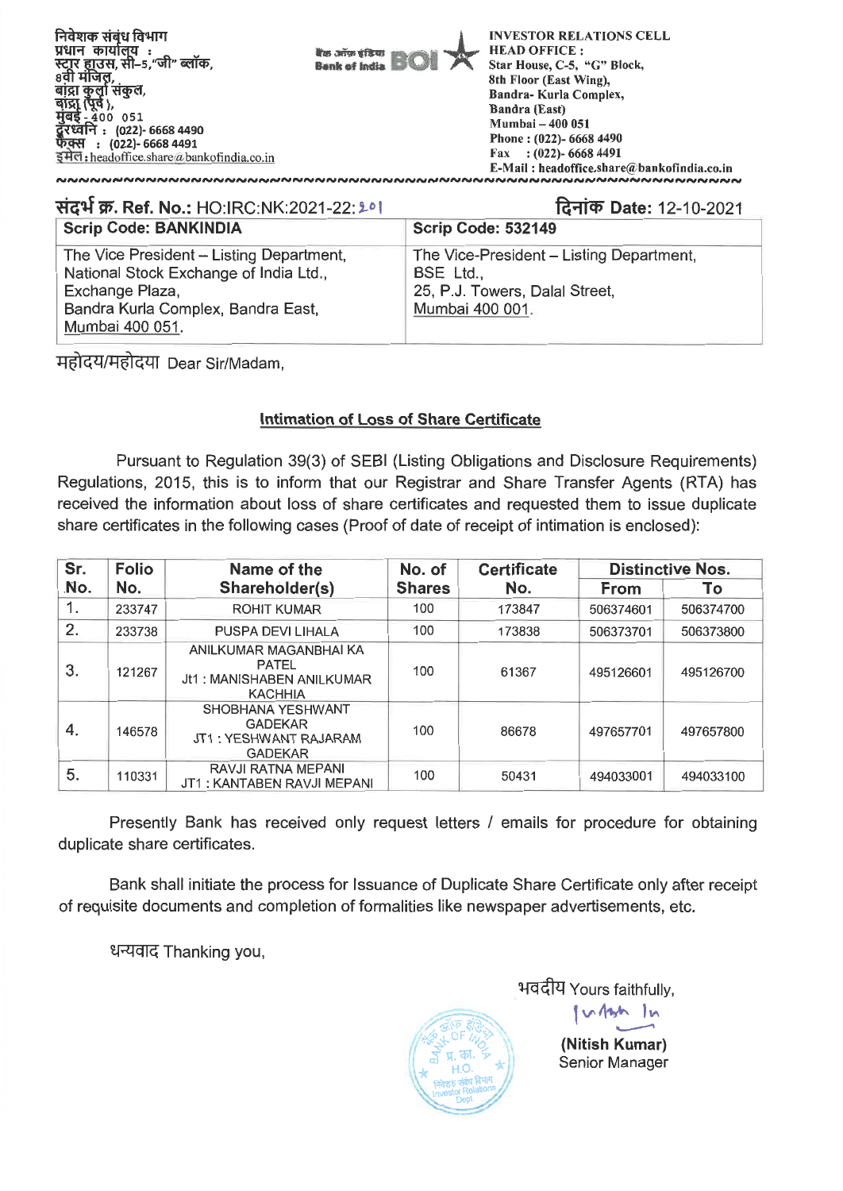निवेशक संबंध विभाग
प्रधान कार्यालय :
स्टार हाउस, सी–5,"जी" ब्लॉक,
8वी मंजिल,
बांद्रा कुर्ला संकुल,
बांद्रा (पूर्व ),
मुंबई - 400 051
दूरध्वनि : (022)- 6668 4490
फेक्स : (022)- 6668 4491
इमेल : headoffice.share@bankofindia.co.in

बैंक ऑफ इंडिया Bank of India BOI

INVESTOR RELATIONS CELL
HEAD OFFICE :
Star House, C-5, "G" Block,
8th Floor (East Wing),
Bandra- Kurla Complex,
Bandra (East)
Mumbai – 400 051
Phone : (022)- 6668 4490
Fax : (022)- 6668 4491
E-Mail : headoffice.share@bankofindia.co.in

**संदर्भ क्र. Ref. No.:** HO:IRC:NK:2021-22:201 **दिनांक Date:** 12-10-2021

| Scrip Code: BANKINDIA | Scrip Code: 532149 |
|---|---|
| The Vice President – Listing Department,<br>National Stock Exchange of India Ltd.,<br>Exchange Plaza,<br>Bandra Kurla Complex, Bandra East,<br>Mumbai 400 051. | The Vice-President – Listing Department,<br>BSE Ltd.,<br>25, P.J. Towers, Dalal Street,<br>Mumbai 400 001. |

महोदय/महोदया Dear Sir/Madam,

**Intimation of Loss of Share Certificate**

Pursuant to Regulation 39(3) of SEBI (Listing Obligations and Disclosure Requirements) Regulations, 2015, this is to inform that our Registrar and Share Transfer Agents (RTA) has received the information about loss of share certificates and requested them to issue duplicate share certificates in the following cases (Proof of date of receipt of intimation is enclosed):

| Sr. No. | Folio No. | Name of the Shareholder(s) | No. of Shares | Certificate No. | Distinctive Nos. | |
|---|---|---|---|---|---|---|
| | | | | | From | To |
| 1. | 233747 | ROHIT KUMAR | 100 | 173847 | 506374601 | 506374700 |
| 2. | 233738 | PUSPA DEVI LIHALA | 100 | 173838 | 506373701 | 506373800 |
| 3. | 121267 | ANILKUMAR MAGANBHAI KA PATEL<br>Jt1 : MANISHABEN ANILKUMAR KACHHIA | 100 | 61367 | 495126601 | 495126700 |
| 4. | 146578 | SHOBHANA YESHWANT GADEKAR<br>JT1 : YESHWANT RAJARAM GADEKAR | 100 | 86678 | 497657701 | 497657800 |
| 5. | 110331 | RAVJI RATNA MEPANI<br>JT1 : KANTABEN RAVJI MEPANI | 100 | 50431 | 494033001 | 494033100 |

Presently Bank has received only request letters / emails for procedure for obtaining duplicate share certificates.

Bank shall initiate the process for Issuance of Duplicate Share Certificate only after receipt of requisite documents and completion of formalities like newspaper advertisements, etc.

धन्यवाद Thanking you,

भवदीय Yours faithfully,

**(Nitish Kumar)**
Senior Manager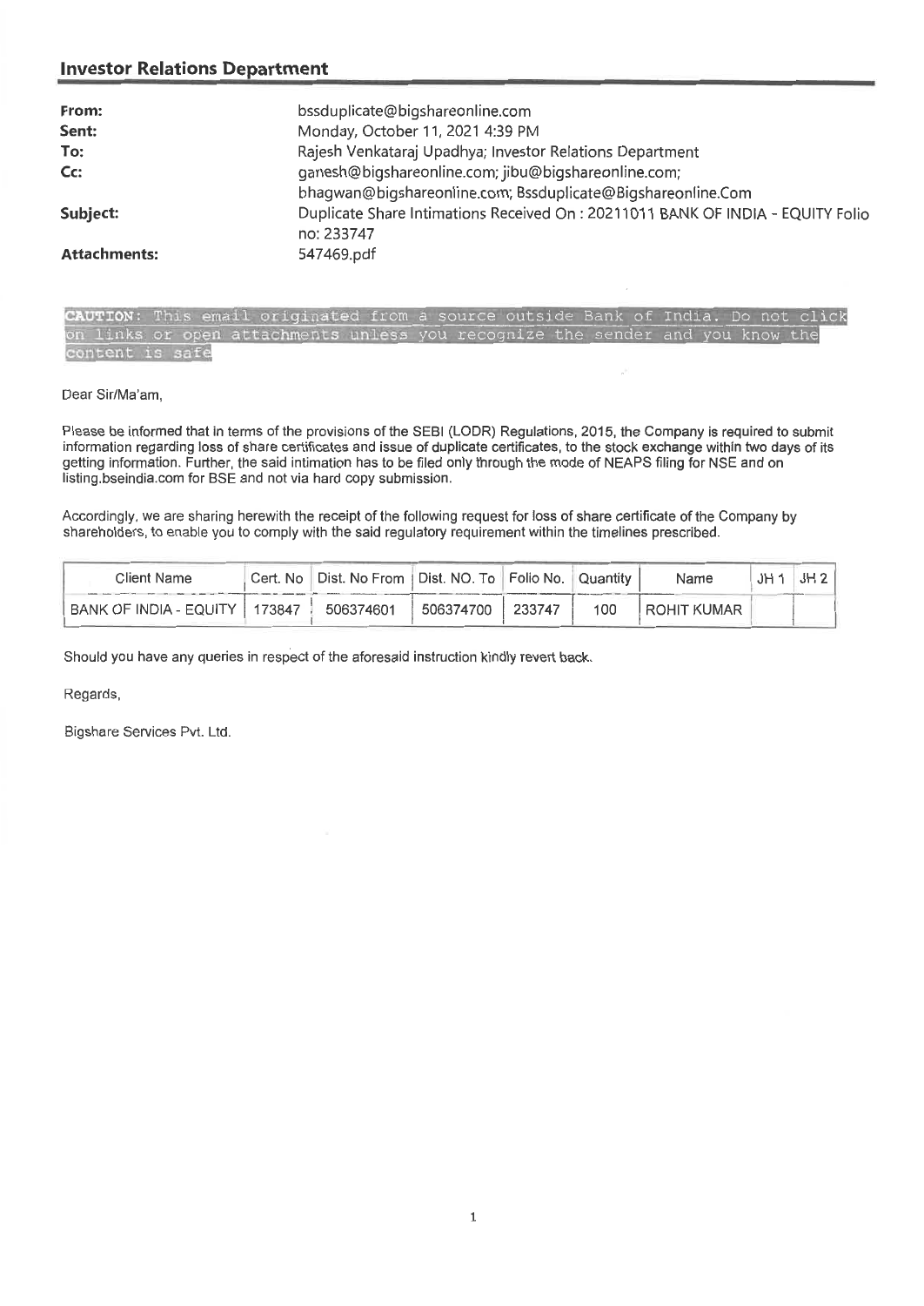## Investor Relations Department

**From:** bssduplicate@bigshareonline.com
**Sent:** Monday, October 11, 2021 4:39 PM
**To:** Rajesh Venkataraj Upadhya; Investor Relations Department
**Cc:** ganesh@bigshareonline.com; jibu@bigshareonline.com; bhagwan@bigshareonline.com; Bssduplicate@Bigshareonline.Com
**Subject:** Duplicate Share Intimations Received On : 20211011 BANK OF INDIA - EQUITY Folio no: 233747
**Attachments:** 547469.pdf

**CAUTION:** This email originated from a source outside Bank of India. Do not click on links or open attachments unless you recognize the sender and you know the content is safe

Dear Sir/Ma'am,

Please be informed that in terms of the provisions of the SEBI (LODR) Regulations, 2015, the Company is required to submit information regarding loss of share certificates and issue of duplicate certificates, to the stock exchange within two days of its getting information. Further, the said intimation has to be filed only through the mode of NEAPS filing for NSE and on listing.bseindia.com for BSE and not via hard copy submission.

Accordingly, we are sharing herewith the receipt of the following request for loss of share certificate of the Company by shareholders, to enable you to comply with the said regulatory requirement within the timelines prescribed.

| Client Name | Cert. No | Dist. No From | Dist. NO. To | Folio No. | Quantity | Name | JH 1 | JH 2 |
|---|---|---|---|---|---|---|---|---|
| BANK OF INDIA - EQUITY | 173847 | 506374601 | 506374700 | 233747 | 100 | ROHIT KUMAR | | |

Should you have any queries in respect of the aforesaid instruction kindly revert back.

Regards,

Bigshare Services Pvt. Ltd.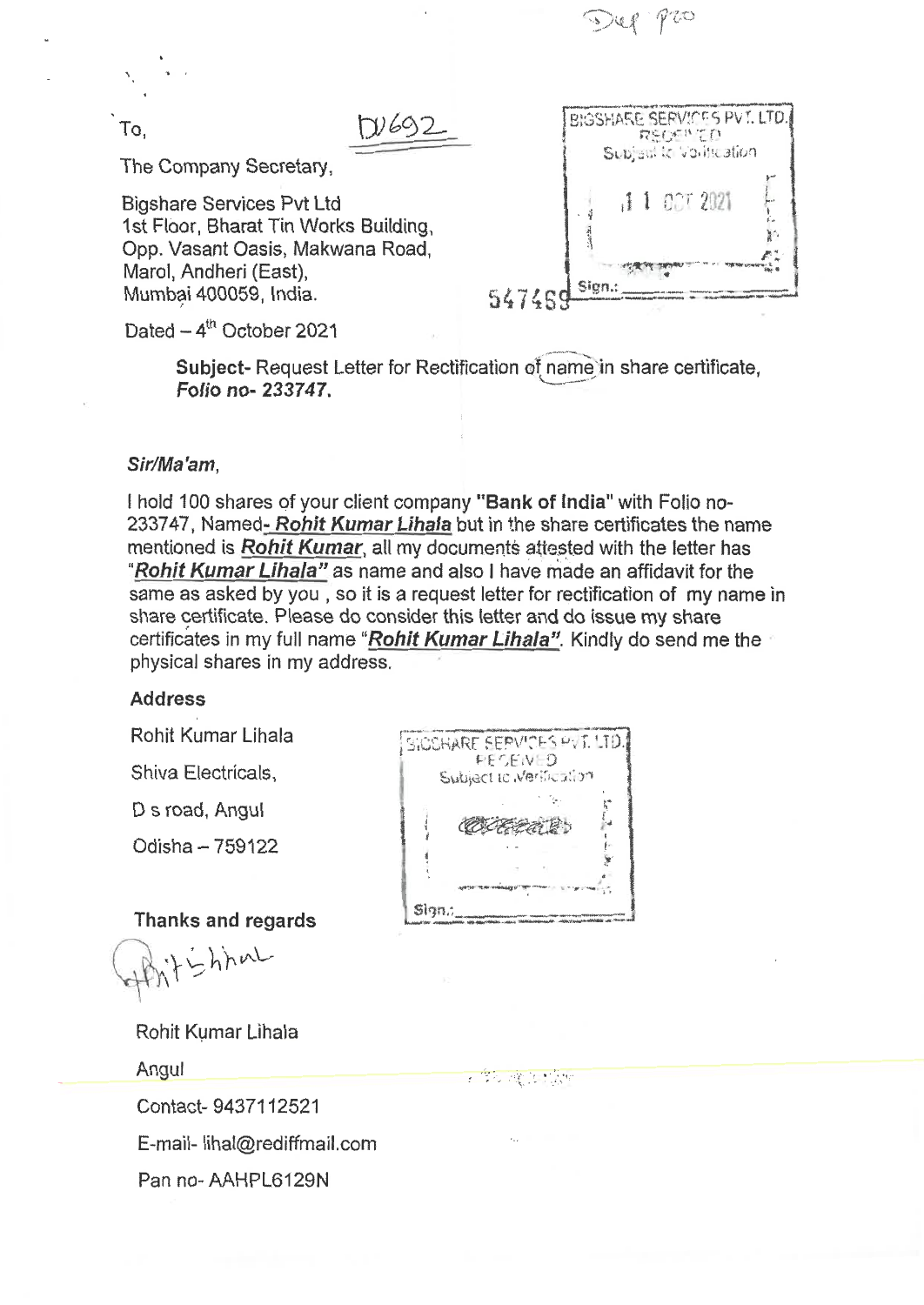Dup pro

To,

DU692

The Company Secretary,

Bigshare Services Pvt Ltd
1st Floor, Bharat Tin Works Building,
Opp. Vasant Oasis, Makwana Road,
Marol, Andheri (East),
Mumbai 400059, India.

BIGSHARE SERVICES PVT. LTD.
RECEIVED
Subject to Verification
11 OCT 2021
Sign.:

547459

Dated – 4th October 2021

**Subject-** Request Letter for Rectification of name in share certificate, ***Folio no- 233747.***

***Sir/Ma'am,***

I hold 100 shares of your client company **"Bank of India"** with Folio no-233747, Named- ***Rohit Kumar Lihala*** but in the share certificates the name mentioned is ***Rohit Kumar***, all my documents attested with the letter has "***Rohit Kumar Lihala"*** as name and also I have made an affidavit for the same as asked by you , so it is a request letter for rectification of my name in share certificate. Please do consider this letter and do issue my share certificates in my full name "***Rohit Kumar Lihala"***. Kindly do send me the physical shares in my address.

**Address**

Rohit Kumar Lihala

Shiva Electricals,

D s road, Angul

Odisha – 759122

BIGSHARE SERVICES PVT. LTD.
RECEIVED
Subject to Verification
Sign.:

**Thanks and regards**

Rohit Kumar Lihala

Angul

Contact- 9437112521

E-mail- lihal@rediffmail.com

Pan no- AAHPL6129N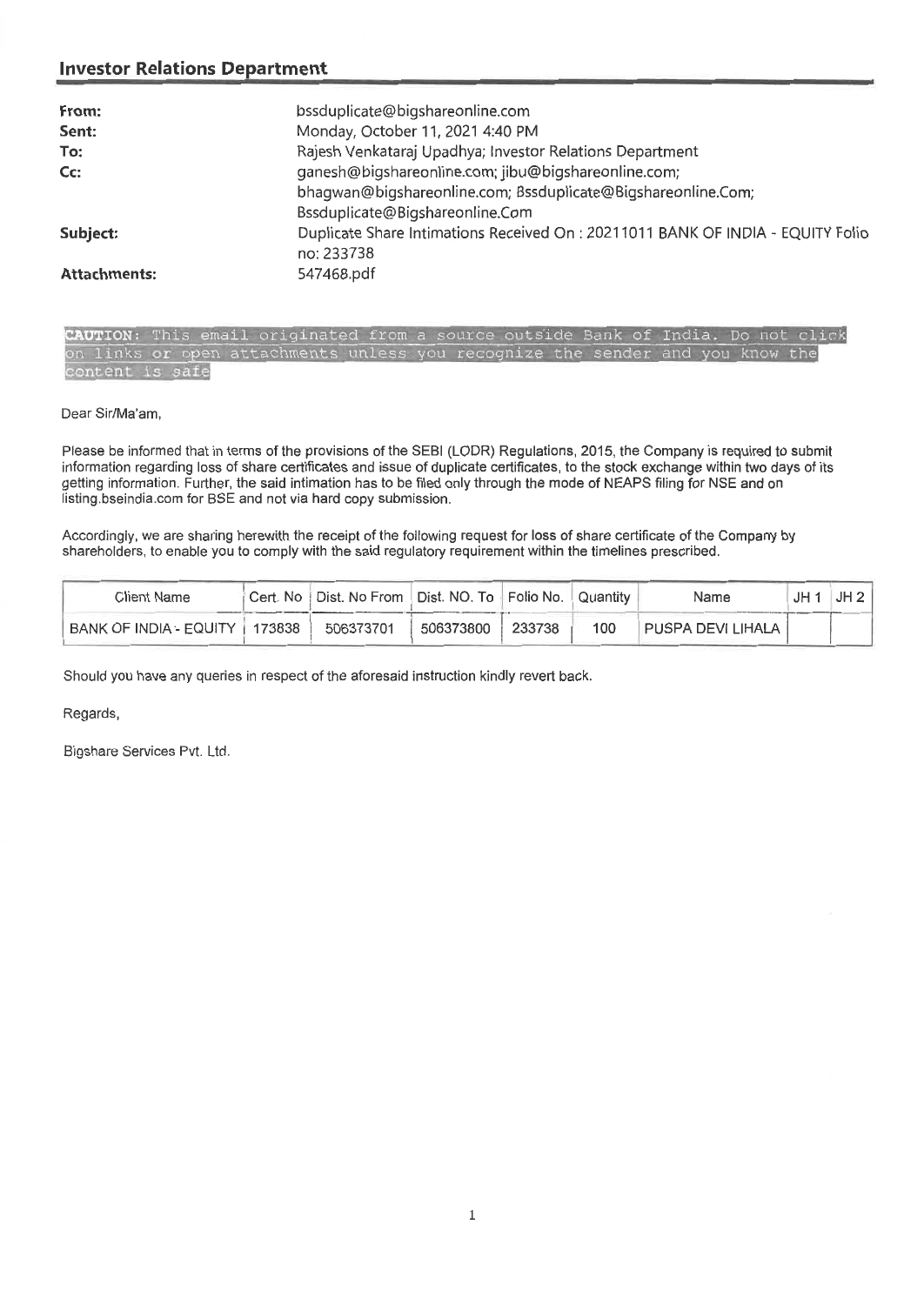## Investor Relations Department

| | |
|---|---|
| **From:** | bssduplicate@bigshareonline.com |
| **Sent:** | Monday, October 11, 2021 4:40 PM |
| **To:** | Rajesh Venkataraj Upadhya; Investor Relations Department |
| **Cc:** | ganesh@bigshareonline.com; jibu@bigshareonline.com; bhagwan@bigshareonline.com; Bssduplicate@Bigshareonline.Com; Bssduplicate@Bigshareonline.Com |
| **Subject:** | Duplicate Share Intimations Received On : 20211011 BANK OF INDIA - EQUITY Folio no: 233738 |
| **Attachments:** | 547468.pdf |

**CAUTION:** This email originated from a source outside Bank of India. Do not click on links or open attachments unless you recognize the sender and you know the content is safe

Dear Sir/Ma'am,

Please be informed that in terms of the provisions of the SEBI (LODR) Regulations, 2015, the Company is required to submit information regarding loss of share certificates and issue of duplicate certificates, to the stock exchange within two days of its getting information. Further, the said intimation has to be filed only through the mode of NEAPS filing for NSE and on listing.bseindia.com for BSE and not via hard copy submission.

Accordingly, we are sharing herewith the receipt of the following request for loss of share certificate of the Company by shareholders, to enable you to comply with the said regulatory requirement within the timelines prescribed.

| Client Name | Cert. No | Dist. No From | Dist. NO. To | Folio No. | Quantity | Name | JH 1 | JH 2 |
|---|---|---|---|---|---|---|---|---|
| BANK OF INDIA - EQUITY | 173838 | 506373701 | 506373800 | 233738 | 100 | PUSPA DEVI LIHALA | | |

Should you have any queries in respect of the aforesaid instruction kindly revert back.

Regards,

Bigshare Services Pvt. Ltd.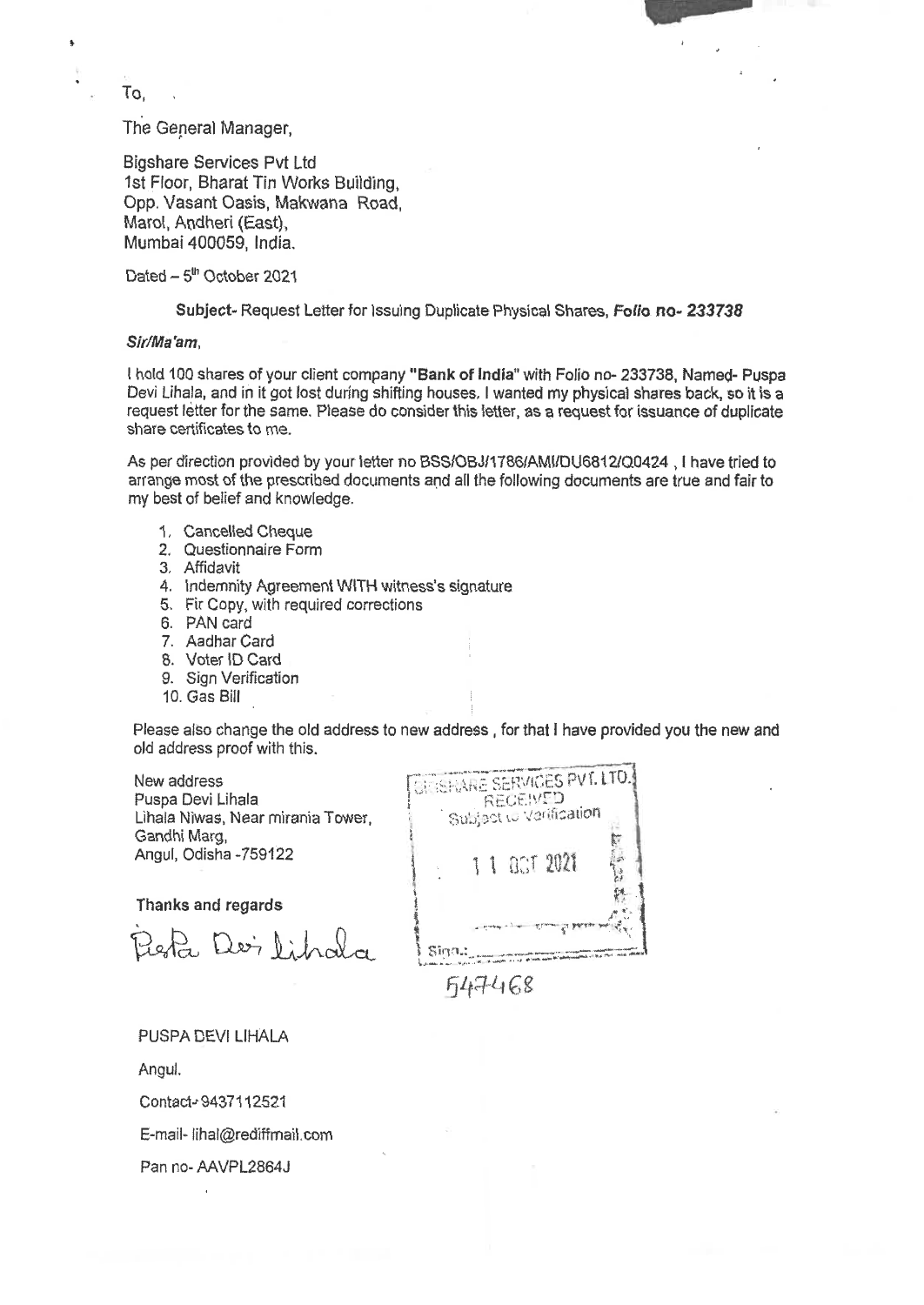To,

The General Manager,

Bigshare Services Pvt Ltd
1st Floor, Bharat Tin Works Building,
Opp. Vasant Oasis, Makwana Road,
Marol, Andheri (East),
Mumbai 400059, India.

Dated – 5th October 2021

**Subject-** Request Letter for Issuing Duplicate Physical Shares, ***Folio no- 233738***

***Sir/Ma'am,***

I hold 100 shares of your client company **"Bank of India"** with Folio no- 233738, Named- Puspa Devi Lihala, and in it got lost during shifting houses. I wanted my physical shares back, so it is a request letter for the same. Please do consider this letter, as a request for issuance of duplicate share certificates to me.

As per direction provided by your letter no BSS/OBJ/1786/AMI/DU6812/Q0424 , I have tried to arrange most of the prescribed documents and all the following documents are true and fair to my best of belief and knowledge.

1. Cancelled Cheque
2. Questionnaire Form
3. Affidavit
4. Indemnity Agreement WITH witness's signature
5. Fir Copy, with required corrections
6. PAN card
7. Aadhar Card
8. Voter ID Card
9. Sign Verification
10. Gas Bill

Please also change the old address to new address , for that I have provided you the new and old address proof with this.

New address
Puspa Devi Lihala
Lihala Niwas, Near mirania Tower,
Gandhi Marg,
Angul, Odisha -759122

BIGSHARE SERVICES PVT. LTD.
RECEIVED
Subject to Verification
11 OCT 2021
Sign.:

547468

**Thanks and regards**

Puspa Devi Lihala

PUSPA DEVI LIHALA

Angul.

Contact- 9437112521

E-mail- lihal@rediffmail.com

Pan no- AAVPL2864J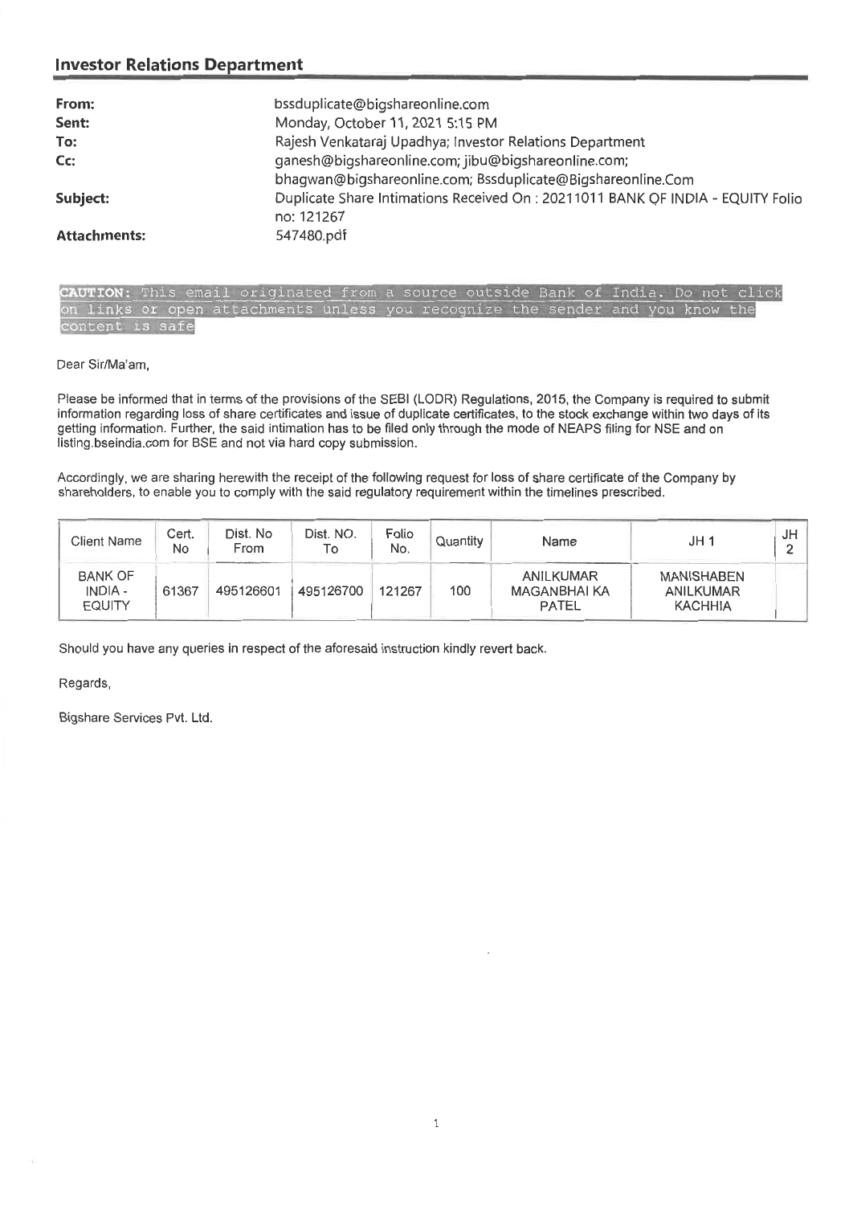## Investor Relations Department

| | |
|---|---|
| **From:** | bssduplicate@bigshareonline.com |
| **Sent:** | Monday, October 11, 2021 5:15 PM |
| **To:** | Rajesh Venkataraj Upadhya; Investor Relations Department |
| **Cc:** | ganesh@bigshareonline.com; jibu@bigshareonline.com; bhagwan@bigshareonline.com; Bssduplicate@Bigshareonline.Com |
| **Subject:** | Duplicate Share Intimations Received On : 20211011 BANK OF INDIA - EQUITY Folio no: 121267 |
| **Attachments:** | 547480.pdf |

**CAUTION:** This email originated from a source outside Bank of India. Do not click on links or open attachments unless you recognize the sender and you know the content is safe

Dear Sir/Ma'am,

Please be informed that in terms of the provisions of the SEBI (LODR) Regulations, 2015, the Company is required to submit information regarding loss of share certificates and issue of duplicate certificates, to the stock exchange within two days of its getting information. Further, the said intimation has to be filed only through the mode of NEAPS filing for NSE and on listing.bseindia.com for BSE and not via hard copy submission.

Accordingly, we are sharing herewith the receipt of the following request for loss of share certificate of the Company by shareholders, to enable you to comply with the said regulatory requirement within the timelines prescribed.

| Client Name | Cert. No | Dist. No From | Dist. NO. To | Folio No. | Quantity | Name | JH 1 | JH 2 |
|---|---|---|---|---|---|---|---|---|
| BANK OF INDIA - EQUITY | 61367 | 495126601 | 495126700 | 121267 | 100 | ANILKUMAR MAGANBHAI KA PATEL | MANISHABEN ANILKUMAR KACHHIA | |

Should you have any queries in respect of the aforesaid instruction kindly revert back.

Regards,

Bigshare Services Pvt. Ltd.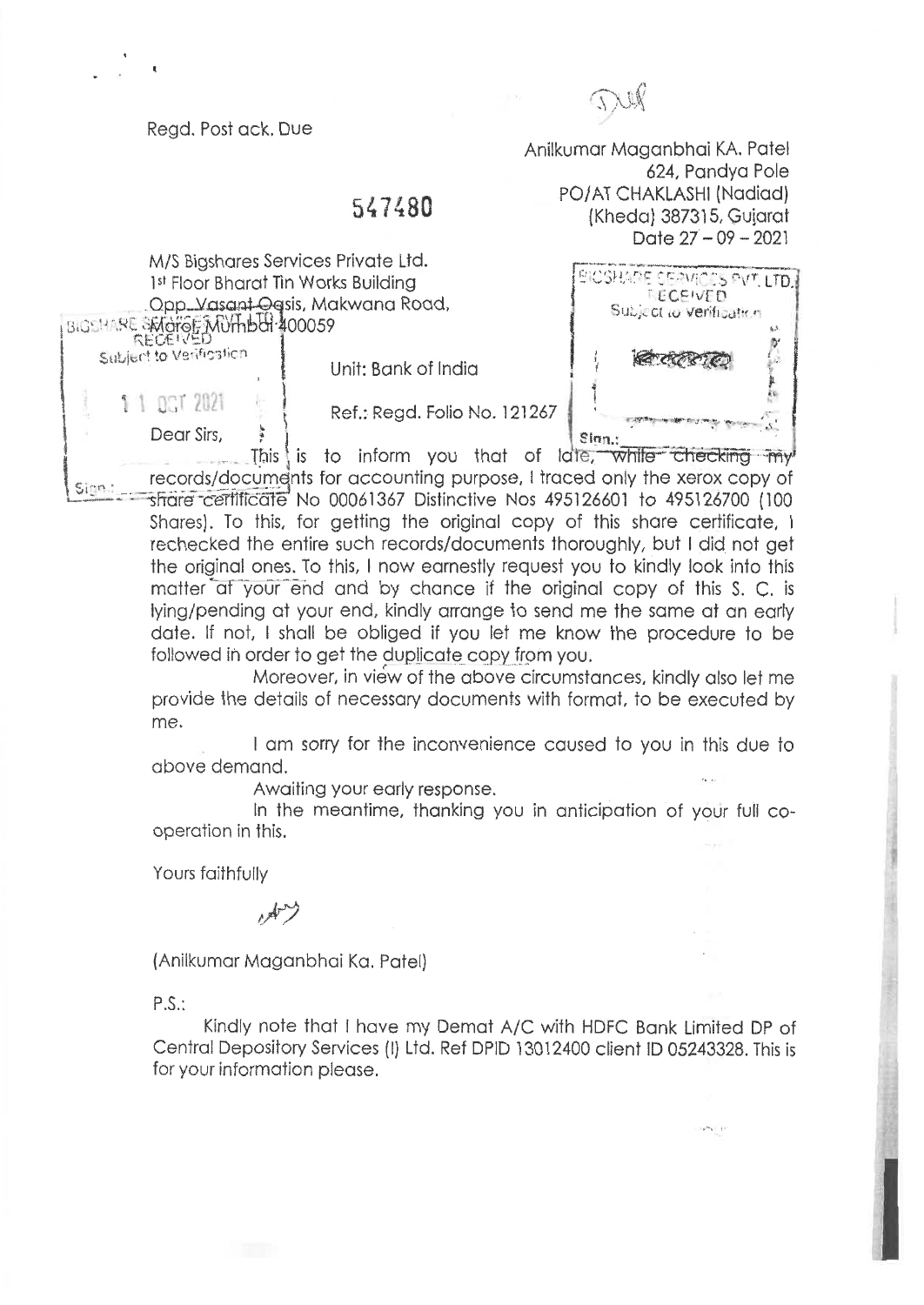Regd. Post ack. Due

Anilkumar Maganbhai KA. Patel
624, Pandya Pole
PO/AT CHAKLASHI (Nadiad)
(Kheda) 387315, Gujarat
Date 27 – 09 – 2021

547480

M/S Bigshares Services Private Ltd.
1st Floor Bharat Tin Works Building
Opp. Vasant Oasis, Makwana Road,
Marol, Mumbai 400059

BIGSHARE SERVICES PVT. LTD.
RECEIVED
Subject to Verification
11 OCT 2021
Sign.:

Unit: Bank of India

Ref.: Regd. Folio No. 121267

Dear Sirs,

This is to inform you that of late, while checking my records/documents for accounting purpose, I traced only the xerox copy of share certificate No 00061367 Distinctive Nos 495126601 to 495126700 (100 Shares). To this, for getting the original copy of this share certificate, I rechecked the entire such records/documents thoroughly, but I did not get the original ones. To this, I now earnestly request you to kindly look into this matter at your end and by chance if the original copy of this S. C. is lying/pending at your end, kindly arrange to send me the same at an early date. If not, I shall be obliged if you let me know the procedure to be followed in order to get the duplicate copy from you.

Moreover, in view of the above circumstances, kindly also let me provide the details of necessary documents with format, to be executed by me.

I am sorry for the inconvenience caused to you in this due to above demand.

Awaiting your early response.

In the meantime, thanking you in anticipation of your full co-operation in this.

Yours faithfully

(Anilkumar Maganbhai Ka. Patel)

P.S.:

Kindly note that I have my Demat A/C with HDFC Bank Limited DP of Central Depository Services (I) Ltd. Ref DPID 13012400 client ID 05243328. This is for your information please.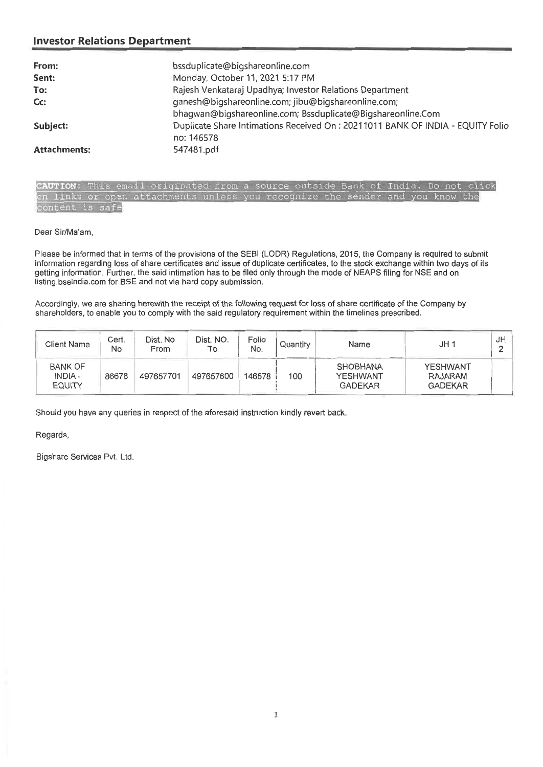## Investor Relations Department

| | |
|---|---|
| **From:** | bssduplicate@bigshareonline.com |
| **Sent:** | Monday, October 11, 2021 5:17 PM |
| **To:** | Rajesh Venkataraj Upadhya; Investor Relations Department |
| **Cc:** | ganesh@bigshareonline.com; jibu@bigshareonline.com; bhagwan@bigshareonline.com; Bssduplicate@Bigshareonline.Com |
| **Subject:** | Duplicate Share Intimations Received On : 20211011 BANK OF INDIA - EQUITY Folio no: 146578 |
| **Attachments:** | 547481.pdf |

**CAUTION:** This email originated from a source outside Bank of India. Do not click on links or open attachments unless you recognize the sender and you know the content is safe

Dear Sir/Ma'am,

Please be informed that in terms of the provisions of the SEBI (LODR) Regulations, 2015, the Company is required to submit information regarding loss of share certificates and issue of duplicate certificates, to the stock exchange within two days of its getting information. Further, the said intimation has to be filed only through the mode of NEAPS filing for NSE and on listing.bseindia.com for BSE and not via hard copy submission.

Accordingly, we are sharing herewith the receipt of the following request for loss of share certificate of the Company by shareholders, to enable you to comply with the said regulatory requirement within the timelines prescribed.

| Client Name | Cert. No | Dist. No From | Dist. NO. To | Folio No. | Quantity | Name | JH 1 | JH 2 |
|---|---|---|---|---|---|---|---|---|
| BANK OF INDIA - EQUITY | 86678 | 497657701 | 497657800 | 146578 | 100 | SHOBHANA YESHWANT GADEKAR | YESHWANT RAJARAM GADEKAR | |

Should you have any queries in respect of the aforesaid instruction kindly revert back.

Regards,

Bigshare Services Pvt. Ltd.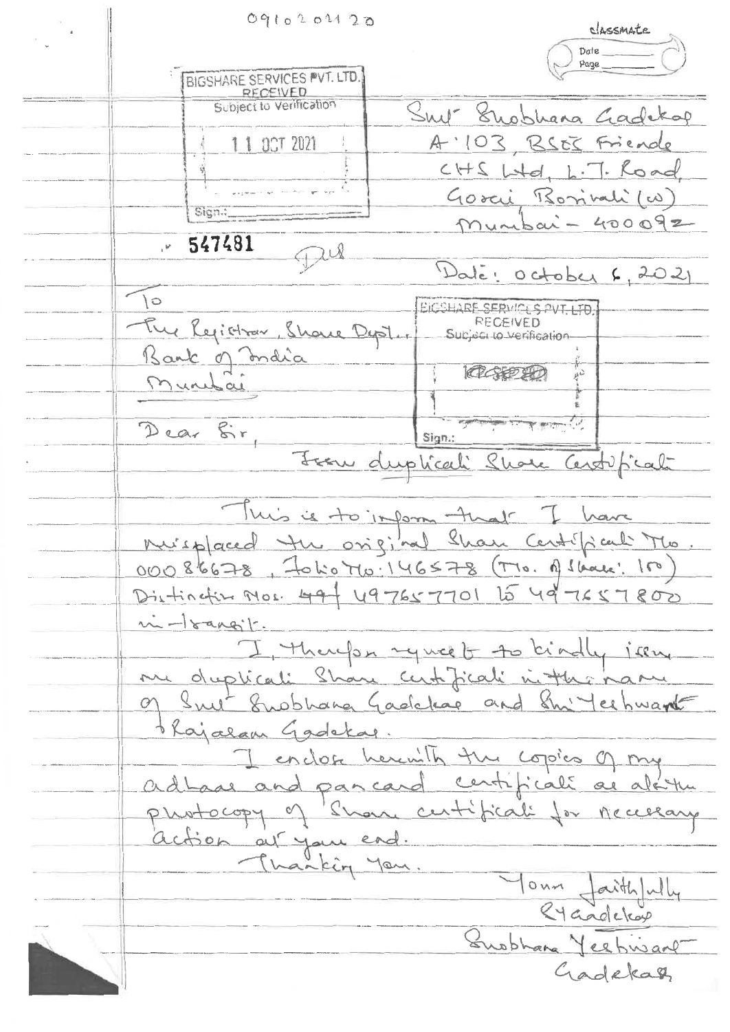0910202120

classmate

Date ______
Page ______

BIGSHARE SERVICES PVT. LTD.
RECEIVED
Subject to Verification
11 OCT 2021
Sign.: ______

547481

Smt Shobhana Gadekar
A-103, BSES Friends
CHS Ltd, L.T. Road,
Gorai Borivali (W)
Mumbai - 400092

Date: October 6, 2021

To
The Registrar, Share Dept.
Bank of India
Mumbai

BIGSHARE SERVICES PVT. LTD.
RECEIVED
Subject to Verification
Sign.: ______

Dear Sir,

Issue duplicate Share Certificate

This is to inform that I have misplaced the original Share Certificate No. 00086678, Folio No: 146578 (No. of Share: 100) Distinctive Nos. 497 497657701 to 497657800 in-transit.

I, therefore request to kindly issue me duplicate Share certificate in the name of Smt Shobhana Gadekar and Shri Yeshwant Rajaram Gadekar.

I enclose herewith the copies of my adhaar and pancard certificate as also the photocopy of Share certificate for necessary action at your end.

Thanking You.

Yours faithfully
S Y Gadekar
Shobhana Yeshwant Gadekar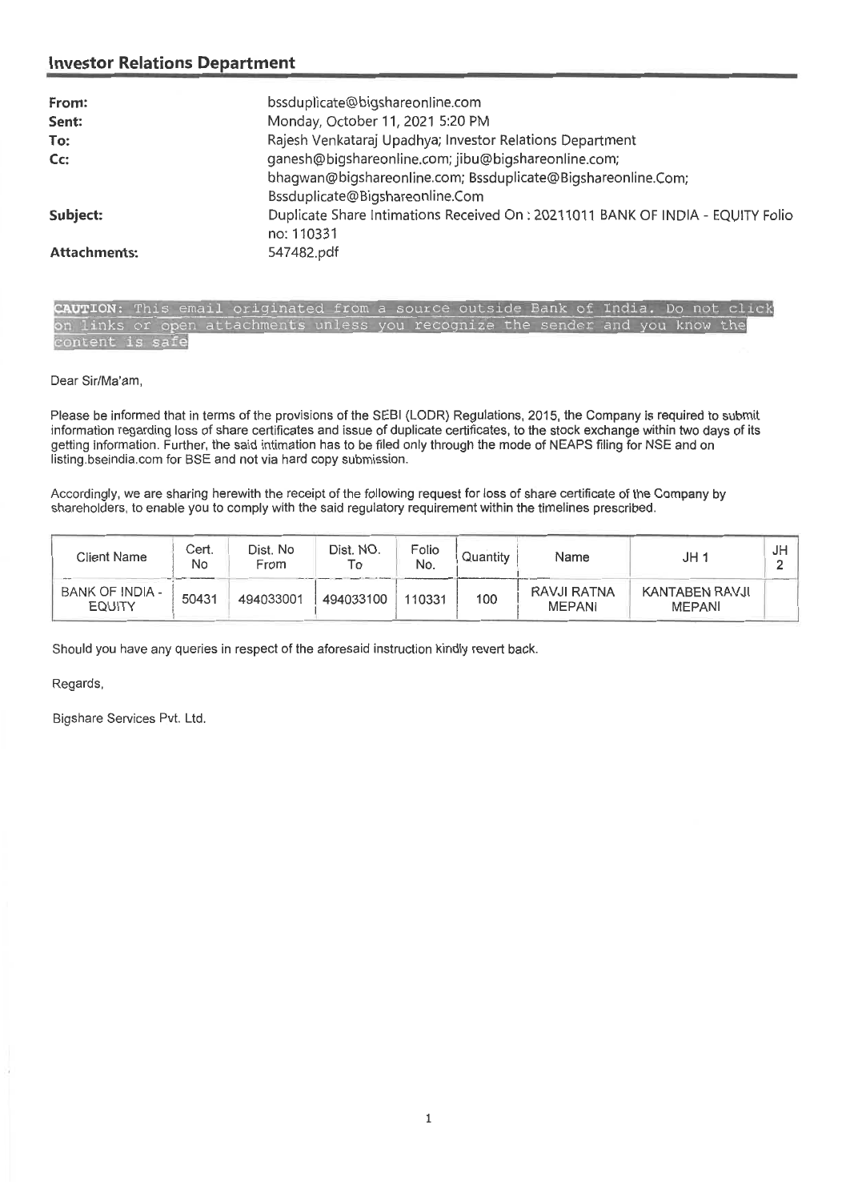## Investor Relations Department

**From:** bssduplicate@bigshareonline.com
**Sent:** Monday, October 11, 2021 5:20 PM
**To:** Rajesh Venkataraj Upadhya; Investor Relations Department
**Cc:** ganesh@bigshareonline.com; jibu@bigshareonline.com; bhagwan@bigshareonline.com; Bssduplicate@Bigshareonline.Com; Bssduplicate@Bigshareonline.Com
**Subject:** Duplicate Share Intimations Received On : 20211011 BANK OF INDIA - EQUITY Folio no: 110331
**Attachments:** 547482.pdf

CAUTION: This email originated from a source outside Bank of India. Do not click on links or open attachments unless you recognize the sender and you know the content is safe

Dear Sir/Ma'am,

Please be informed that in terms of the provisions of the SEBI (LODR) Regulations, 2015, the Company is required to submit information regarding loss of share certificates and issue of duplicate certificates, to the stock exchange within two days of its getting information. Further, the said intimation has to be filed only through the mode of NEAPS filing for NSE and on listing.bseindia.com for BSE and not via hard copy submission.

Accordingly, we are sharing herewith the receipt of the following request for loss of share certificate of the Company by shareholders, to enable you to comply with the said regulatory requirement within the timelines prescribed.

| Client Name | Cert. No | Dist. No From | Dist. NO. To | Folio No. | Quantity | Name | JH 1 | JH 2 |
|---|---|---|---|---|---|---|---|---|
| BANK OF INDIA - EQUITY | 50431 | 494033001 | 494033100 | 110331 | 100 | RAVJI RATNA MEPANI | KANTABEN RAVJI MEPANI | |

Should you have any queries in respect of the aforesaid instruction kindly revert back.

Regards,

Bigshare Services Pvt. Ltd.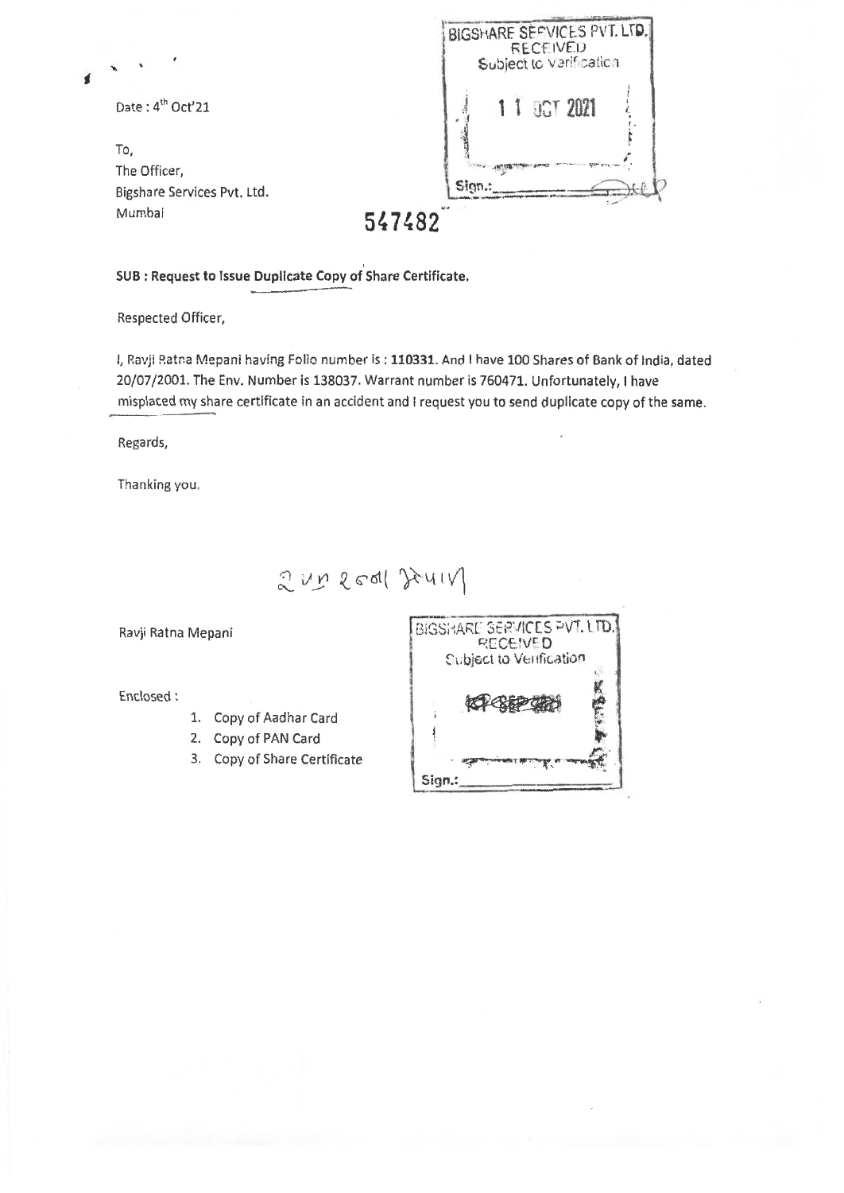Date : 4th Oct'21

BIGSHARE SERVICES PVT. LTD.
RECEIVED
Subject to Verification

11 OCT 2021

Sign.:

To,
The Officer,
Bigshare Services Pvt. Ltd.
Mumbai

547482

**SUB : Request to Issue Duplicate Copy of Share Certificate.**

Respected Officer,

I, Ravji Ratna Mepani having Folio number is : **110331**. And I have 100 Shares of Bank of India, dated 20/07/2001. The Env. Number is 138037. Warrant number is 760471. Unfortunately, I have misplaced my share certificate in an accident and I request you to send duplicate copy of the same.

Regards,

Thanking you.

રવજી રતના મેપાણી

Ravji Ratna Mepani

BIGSHARE SERVICES PVT. LTD.
RECEIVED
Subject to Verification

Sign.:

Enclosed :

1. Copy of Aadhar Card
2. Copy of PAN Card
3. Copy of Share Certificate